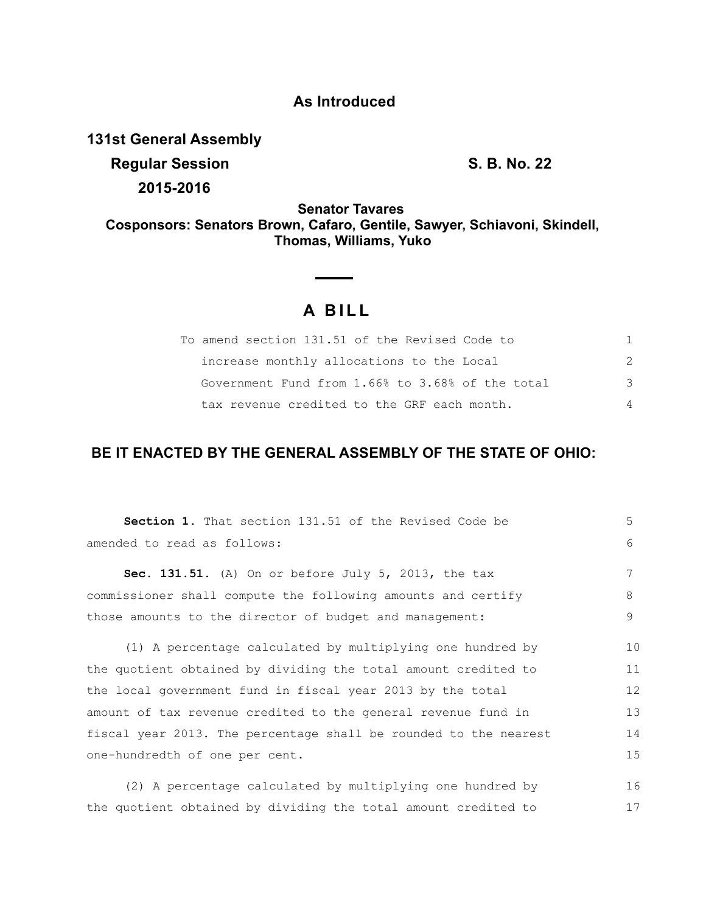**As Introduced**

**131st General Assembly**

**Regular Session** **S. B. No. 22**

**2015-2016**

**Senator Tavares**

**Cosponsors: Senators Brown, Cafaro, Gentile, Sawyer, Schiavoni, Skindell, Thomas, Williams, Yuko**

# A BILL

To amend section 131.51 of the Revised Code to increase monthly allocations to the Local Government Fund from 1.66% to 3.68% of the total tax revenue credited to the GRF each month.

## BE IT ENACTED BY THE GENERAL ASSEMBLY OF THE STATE OF OHIO:

**Section 1.** That section 131.51 of the Revised Code be amended to read as follows:

**Sec. 131.51.** (A) On or before July 5, 2013, the tax commissioner shall compute the following amounts and certify those amounts to the director of budget and management:

(1) A percentage calculated by multiplying one hundred by the quotient obtained by dividing the total amount credited to the local government fund in fiscal year 2013 by the total amount of tax revenue credited to the general revenue fund in fiscal year 2013. The percentage shall be rounded to the nearest one-hundredth of one per cent.

(2) A percentage calculated by multiplying one hundred by the quotient obtained by dividing the total amount credited to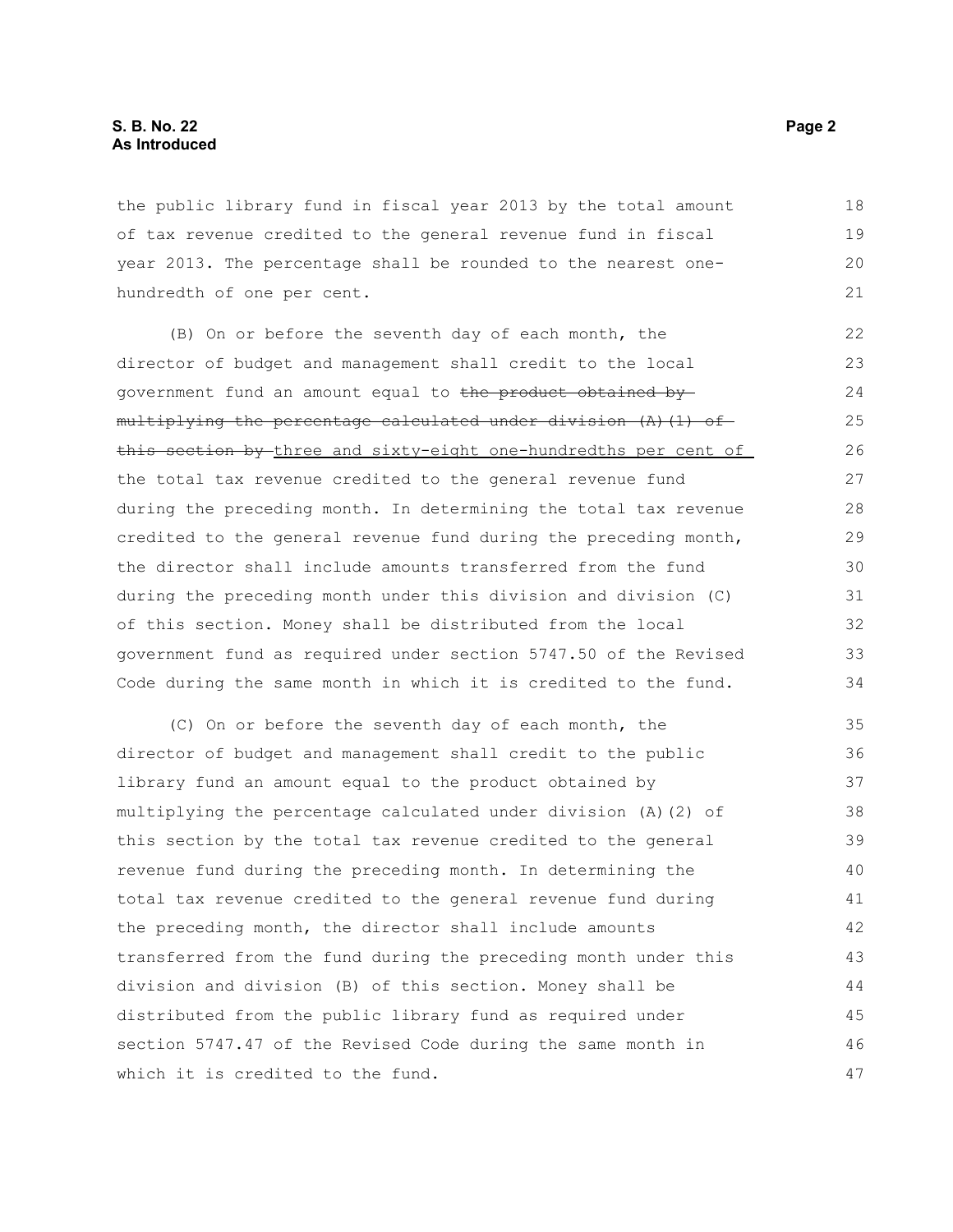the public library fund in fiscal year 2013 by the total amount of tax revenue credited to the general revenue fund in fiscal year 2013. The percentage shall be rounded to the nearest one-hundredth of one per cent.

(B) On or before the seventh day of each month, the director of budget and management shall credit to the local government fund an amount equal to ~~the product obtained by multiplying the percentage calculated under division (A)(1) of this section by~~ three and sixty-eight one-hundredths per cent of the total tax revenue credited to the general revenue fund during the preceding month. In determining the total tax revenue credited to the general revenue fund during the preceding month, the director shall include amounts transferred from the fund during the preceding month under this division and division (C) of this section. Money shall be distributed from the local government fund as required under section 5747.50 of the Revised Code during the same month in which it is credited to the fund.

(C) On or before the seventh day of each month, the director of budget and management shall credit to the public library fund an amount equal to the product obtained by multiplying the percentage calculated under division (A)(2) of this section by the total tax revenue credited to the general revenue fund during the preceding month. In determining the total tax revenue credited to the general revenue fund during the preceding month, the director shall include amounts transferred from the fund during the preceding month under this division and division (B) of this section. Money shall be distributed from the public library fund as required under section 5747.47 of the Revised Code during the same month in which it is credited to the fund.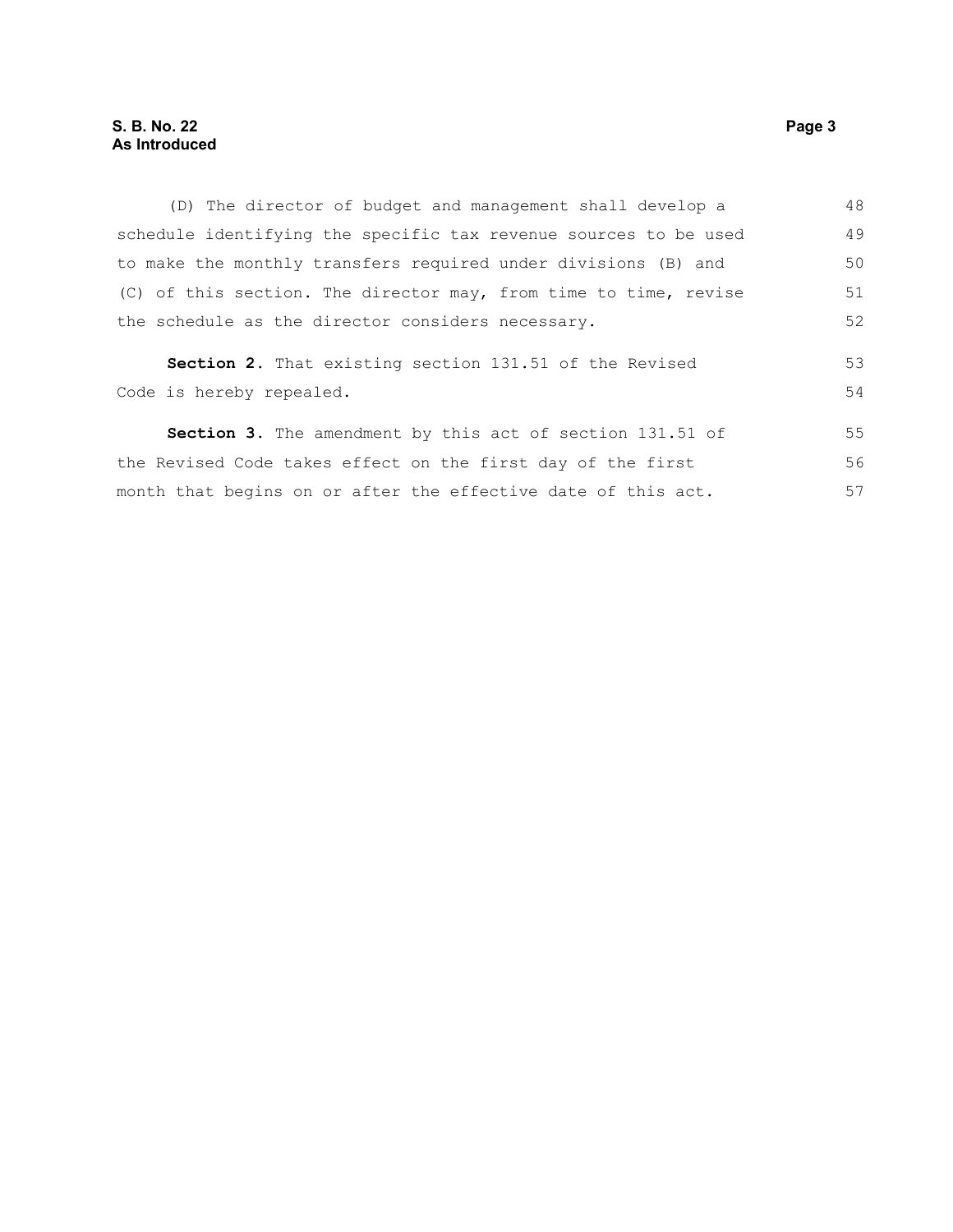(D) The director of budget and management shall develop a schedule identifying the specific tax revenue sources to be used to make the monthly transfers required under divisions (B) and (C) of this section. The director may, from time to time, revise the schedule as the director considers necessary.

**Section 2.** That existing section 131.51 of the Revised Code is hereby repealed.

**Section 3.** The amendment by this act of section 131.51 of the Revised Code takes effect on the first day of the first month that begins on or after the effective date of this act.